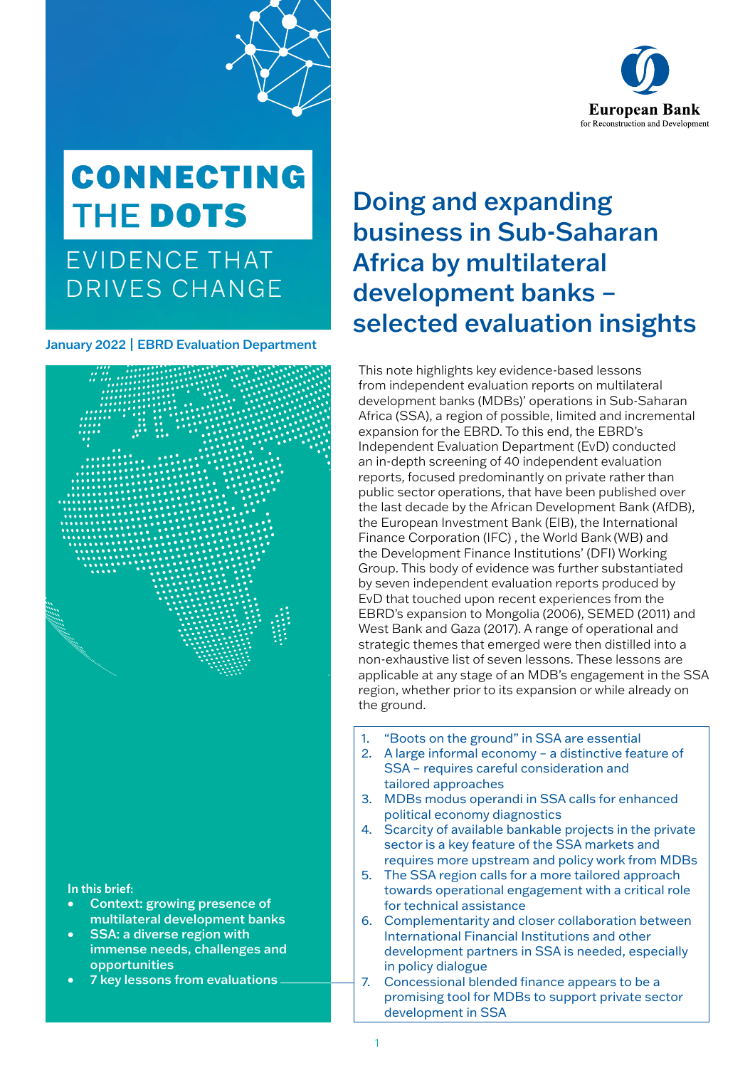# CONNECTING THE DOTS

EVIDENCE THAT DRIVES CHANGE

**January 2022 | EBRD Evaluation Department**

European Bank for Reconstruction and Development

## Doing and expanding business in Sub-Saharan Africa by multilateral development banks – selected evaluation insights

This note highlights key evidence-based lessons from independent evaluation reports on multilateral development banks (MDBs)' operations in Sub-Saharan Africa (SSA), a region of possible, limited and incremental expansion for the EBRD. To this end, the EBRD's Independent Evaluation Department (EvD) conducted an in-depth screening of 40 independent evaluation reports, focused predominantly on private rather than public sector operations, that have been published over the last decade by the African Development Bank (AfDB), the European Investment Bank (EIB), the International Finance Corporation (IFC) , the World Bank (WB) and the Development Finance Institutions' (DFI) Working Group. This body of evidence was further substantiated by seven independent evaluation reports produced by EvD that touched upon recent experiences from the EBRD's expansion to Mongolia (2006), SEMED (2011) and West Bank and Gaza (2017). A range of operational and strategic themes that emerged were then distilled into a non-exhaustive list of seven lessons. These lessons are applicable at any stage of an MDB's engagement in the SSA region, whether prior to its expansion or while already on the ground.

**In this brief:**

- Context: growing presence of multilateral development banks
- SSA: a diverse region with immense needs, challenges and opportunities
- 7 key lessons from evaluations

1. "Boots on the ground" in SSA are essential
2. A large informal economy – a distinctive feature of SSA – requires careful consideration and tailored approaches
3. MDBs modus operandi in SSA calls for enhanced political economy diagnostics
4. Scarcity of available bankable projects in the private sector is a key feature of the SSA markets and requires more upstream and policy work from MDBs
5. The SSA region calls for a more tailored approach towards operational engagement with a critical role for technical assistance
6. Complementarity and closer collaboration between International Financial Institutions and other development partners in SSA is needed, especially in policy dialogue
7. Concessional blended finance appears to be a promising tool for MDBs to support private sector development in SSA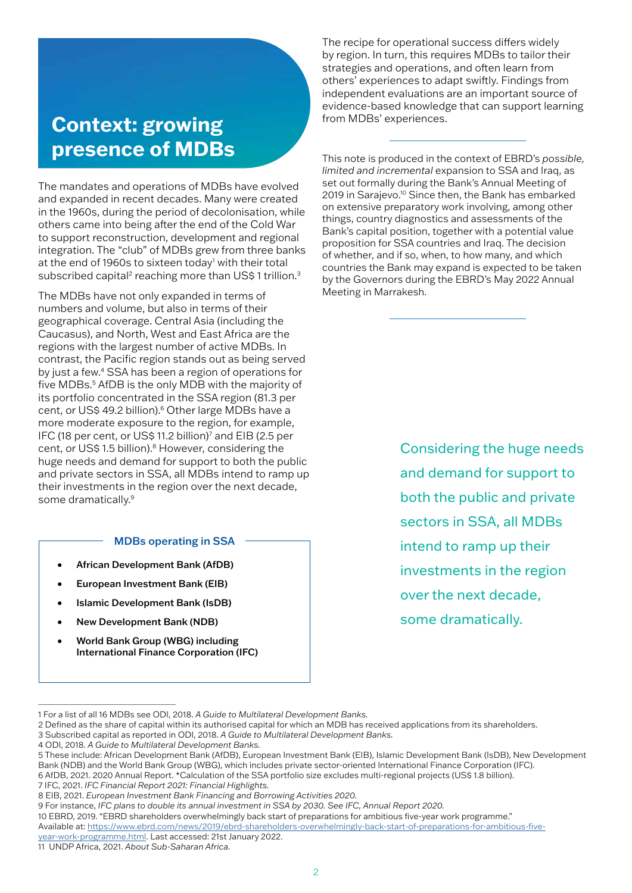## Context: growing presence of MDBs

The mandates and operations of MDBs have evolved and expanded in recent decades. Many were created in the 1960s, during the period of decolonisation, while others came into being after the end of the Cold War to support reconstruction, development and regional integration. The "club" of MDBs grew from three banks at the end of 1960s to sixteen today[1] with their total subscribed capital[2] reaching more than US$ 1 trillion.[3]

The MDBs have not only expanded in terms of numbers and volume, but also in terms of their geographical coverage. Central Asia (including the Caucasus), and North, West and East Africa are the regions with the largest number of active MDBs. In contrast, the Pacific region stands out as being served by just a few.[4] SSA has been a region of operations for five MDBs.[5] AfDB is the only MDB with the majority of its portfolio concentrated in the SSA region (81.3 per cent, or US$ 49.2 billion).[6] Other large MDBs have a more moderate exposure to the region, for example, IFC (18 per cent, or US$ 11.2 billion)[7] and EIB (2.5 per cent, or US$ 1.5 billion).[8] However, considering the huge needs and demand for support to both the public and private sectors in SSA, all MDBs intend to ramp up their investments in the region over the next decade, some dramatically.[9]

**MDBs operating in SSA**

- **African Development Bank (AfDB)**
- **European Investment Bank (EIB)**
- **Islamic Development Bank (IsDB)**
- **New Development Bank (NDB)**
- **World Bank Group (WBG) including International Finance Corporation (IFC)**

The recipe for operational success differs widely by region. In turn, this requires MDBs to tailor their strategies and operations, and often learn from others' experiences to adapt swiftly. Findings from independent evaluations are an important source of evidence-based knowledge that can support learning from MDBs' experiences.

This note is produced in the context of EBRD's *possible, limited and incremental* expansion to SSA and Iraq, as set out formally during the Bank's Annual Meeting of 2019 in Sarajevo.[10] Since then, the Bank has embarked on extensive preparatory work involving, among other things, country diagnostics and assessments of the Bank's capital position, together with a potential value proposition for SSA countries and Iraq. The decision of whether, and if so, when, to how many, and which countries the Bank may expand is expected to be taken by the Governors during the EBRD's May 2022 Annual Meeting in Marrakesh.

Considering the huge needs and demand for support to both the public and private sectors in SSA, all MDBs intend to ramp up their investments in the region over the next decade, some dramatically.

---

1 For a list of all 16 MDBs see ODI, 2018. *A Guide to Multilateral Development Banks.*
2 Defined as the share of capital within its authorised capital for which an MDB has received applications from its shareholders.
3 Subscribed capital as reported in ODI, 2018. *A Guide to Multilateral Development Banks.*
4 ODI, 2018. *A Guide to Multilateral Development Banks.*
5 These include: African Development Bank (AfDB), European Investment Bank (EIB), Islamic Development Bank (IsDB), New Development Bank (NDB) and the World Bank Group (WBG), which includes private sector-oriented International Finance Corporation (IFC).
6 AfDB, 2021. 2020 Annual Report. *Calculation of the SSA portfolio size excludes multi-regional projects (US$ 1.8 billion).
7 IFC, 2021. *IFC Financial Report 2021: Financial Highlights.*
8 EIB, 2021. *European Investment Bank Financing and Borrowing Activities 2020.*
9 For instance, *IFC plans to double its annual investment in SSA by 2030. See IFC, Annual Report 2020.*
10 EBRD, 2019. "EBRD shareholders overwhelmingly back start of preparations for ambitious five-year work programme." Available at: https://www.ebrd.com/news/2019/ebrd-shareholders-overwhelmingly-back-start-of-preparations-for-ambitious-five-year-work-programme.html. Last accessed: 21st January 2022.
11 UNDP Africa, 2021. *About Sub-Saharan Africa.*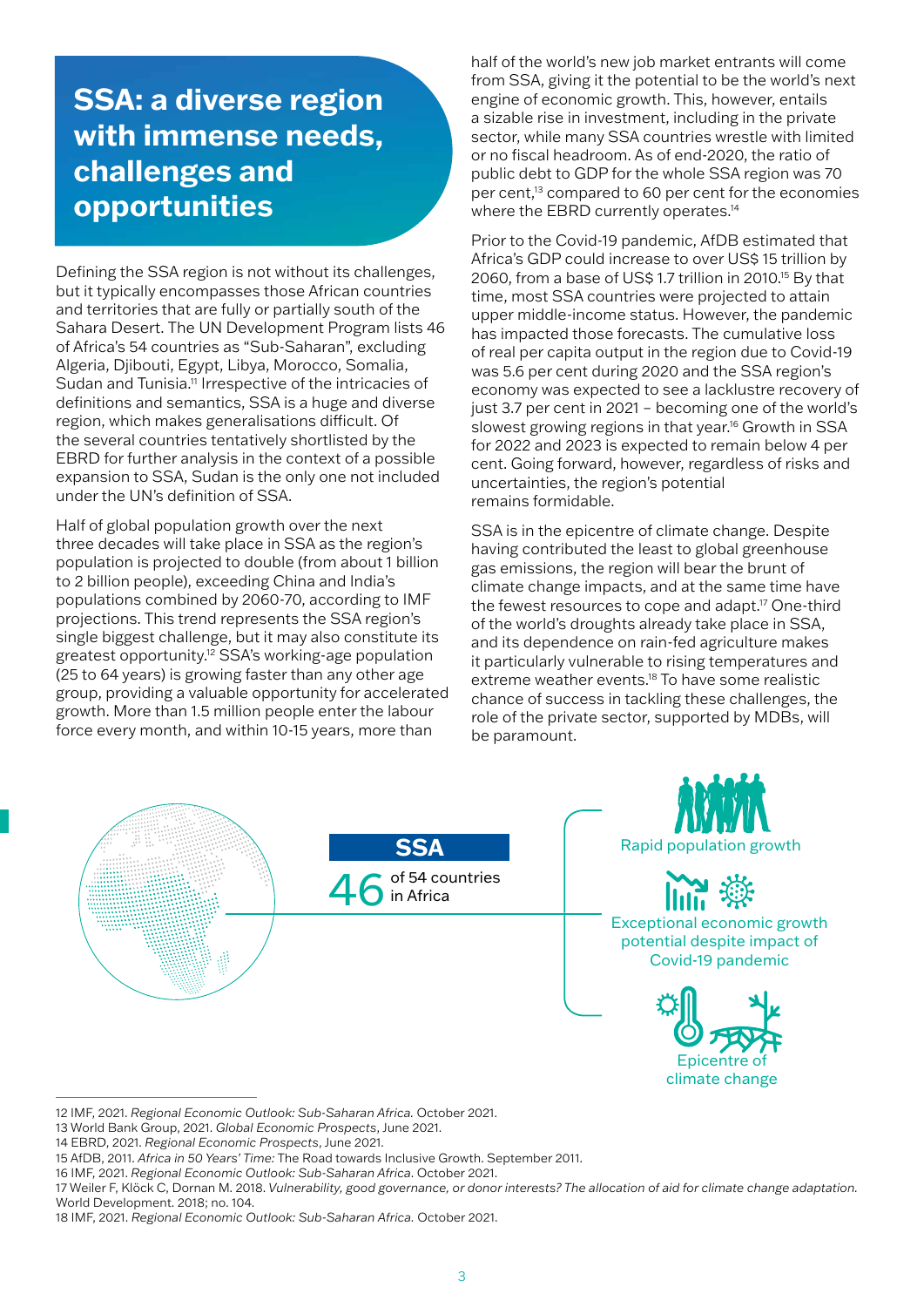## SSA: a diverse region with immense needs, challenges and opportunities

Defining the SSA region is not without its challenges, but it typically encompasses those African countries and territories that are fully or partially south of the Sahara Desert. The UN Development Program lists 46 of Africa's 54 countries as "Sub-Saharan", excluding Algeria, Djibouti, Egypt, Libya, Morocco, Somalia, Sudan and Tunisia.[11] Irrespective of the intricacies of definitions and semantics, SSA is a huge and diverse region, which makes generalisations difficult. Of the several countries tentatively shortlisted by the EBRD for further analysis in the context of a possible expansion to SSA, Sudan is the only one not included under the UN's definition of SSA.

Half of global population growth over the next three decades will take place in SSA as the region's population is projected to double (from about 1 billion to 2 billion people), exceeding China and India's populations combined by 2060-70, according to IMF projections. This trend represents the SSA region's single biggest challenge, but it may also constitute its greatest opportunity.[12] SSA's working-age population (25 to 64 years) is growing faster than any other age group, providing a valuable opportunity for accelerated growth. More than 1.5 million people enter the labour force every month, and within 10-15 years, more than half of the world's new job market entrants will come from SSA, giving it the potential to be the world's next engine of economic growth. This, however, entails a sizable rise in investment, including in the private sector, while many SSA countries wrestle with limited or no fiscal headroom. As of end-2020, the ratio of public debt to GDP for the whole SSA region was 70 per cent,[13] compared to 60 per cent for the economies where the EBRD currently operates.[14]

Prior to the Covid-19 pandemic, AfDB estimated that Africa's GDP could increase to over US$ 15 trillion by 2060, from a base of US$ 1.7 trillion in 2010.[15] By that time, most SSA countries were projected to attain upper middle-income status. However, the pandemic has impacted those forecasts. The cumulative loss of real per capita output in the region due to Covid-19 was 5.6 per cent during 2020 and the SSA region's economy was expected to see a lacklustre recovery of just 3.7 per cent in 2021 – becoming one of the world's slowest growing regions in that year.[16] Growth in SSA for 2022 and 2023 is expected to remain below 4 per cent. Going forward, however, regardless of risks and uncertainties, the region's potential remains formidable.

SSA is in the epicentre of climate change. Despite having contributed the least to global greenhouse gas emissions, the region will bear the brunt of climate change impacts, and at the same time have the fewest resources to cope and adapt.[17] One-third of the world's droughts already take place in SSA, and its dependence on rain-fed agriculture makes it particularly vulnerable to rising temperatures and extreme weather events.[18] To have some realistic chance of success in tackling these challenges, the role of the private sector, supported by MDBs, will be paramount.

**SSA**

46 of 54 countries in Africa

- Rapid population growth
- Exceptional economic growth potential despite impact of Covid-19 pandemic
- Epicentre of climate change

---

12 IMF, 2021. *Regional Economic Outlook: Sub-Saharan Africa.* October 2021.
13 World Bank Group, 2021. *Global Economic Prospects*, June 2021.
14 EBRD, 2021. *Regional Economic Prospects*, June 2021.
15 AfDB, 2011. *Africa in 50 Years' Time:* The Road towards Inclusive Growth. September 2011.
16 IMF, 2021. *Regional Economic Outlook: Sub-Saharan Africa*. October 2021.
17 Weiler F, Klöck C, Dornan M. 2018. *Vulnerability, good governance, or donor interests? The allocation of aid for climate change adaptation.* World Development. 2018; no. 104.
18 IMF, 2021. *Regional Economic Outlook: Sub-Saharan Africa.* October 2021.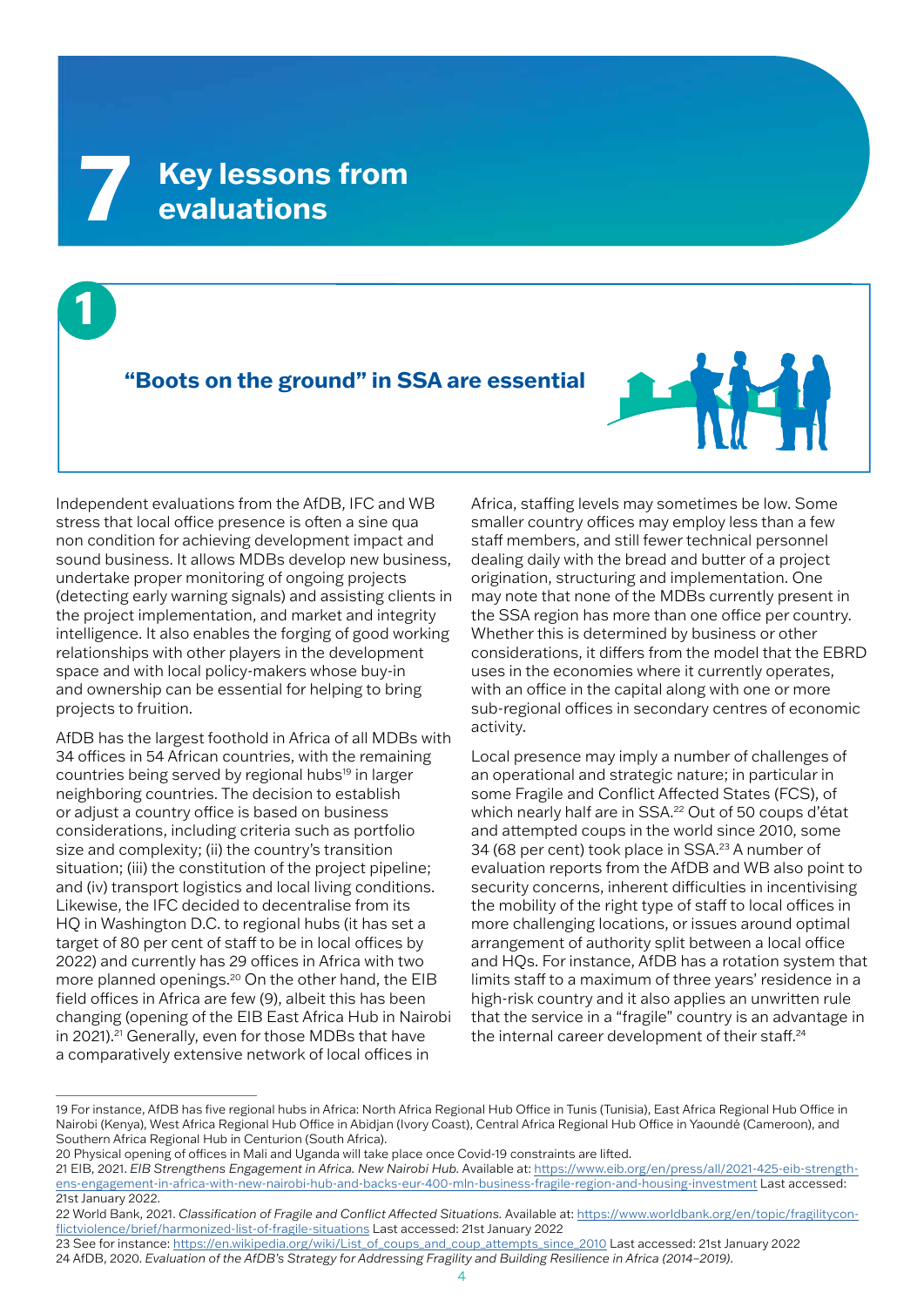# 7 Key lessons from evaluations

## 1

### "Boots on the ground" in SSA are essential

Independent evaluations from the AfDB, IFC and WB stress that local office presence is often a sine qua non condition for achieving development impact and sound business. It allows MDBs develop new business, undertake proper monitoring of ongoing projects (detecting early warning signals) and assisting clients in the project implementation, and market and integrity intelligence. It also enables the forging of good working relationships with other players in the development space and with local policy-makers whose buy-in and ownership can be essential for helping to bring projects to fruition.

AfDB has the largest foothold in Africa of all MDBs with 34 offices in 54 African countries, with the remaining countries being served by regional hubs[19] in larger neighboring countries. The decision to establish or adjust a country office is based on business considerations, including criteria such as portfolio size and complexity; (ii) the country's transition situation; (iii) the constitution of the project pipeline; and (iv) transport logistics and local living conditions. Likewise, the IFC decided to decentralise from its HQ in Washington D.C. to regional hubs (it has set a target of 80 per cent of staff to be in local offices by 2022) and currently has 29 offices in Africa with two more planned openings.[20] On the other hand, the EIB field offices in Africa are few (9), albeit this has been changing (opening of the EIB East Africa Hub in Nairobi in 2021).[21] Generally, even for those MDBs that have a comparatively extensive network of local offices in Africa, staffing levels may sometimes be low. Some smaller country offices may employ less than a few staff members, and still fewer technical personnel dealing daily with the bread and butter of a project origination, structuring and implementation. One may note that none of the MDBs currently present in the SSA region has more than one office per country. Whether this is determined by business or other considerations, it differs from the model that the EBRD uses in the economies where it currently operates, with an office in the capital along with one or more sub-regional offices in secondary centres of economic activity.

Local presence may imply a number of challenges of an operational and strategic nature; in particular in some Fragile and Conflict Affected States (FCS), of which nearly half are in SSA.[22] Out of 50 coups d'état and attempted coups in the world since 2010, some 34 (68 per cent) took place in SSA.[23] A number of evaluation reports from the AfDB and WB also point to security concerns, inherent difficulties in incentivising the mobility of the right type of staff to local offices in more challenging locations, or issues around optimal arrangement of authority split between a local office and HQs. For instance, AfDB has a rotation system that limits staff to a maximum of three years' residence in a high-risk country and it also applies an unwritten rule that the service in a "fragile" country is an advantage in the internal career development of their staff.[24]

---

19 For instance, AfDB has five regional hubs in Africa: North Africa Regional Hub Office in Tunis (Tunisia), East Africa Regional Hub Office in Nairobi (Kenya), West Africa Regional Hub Office in Abidjan (Ivory Coast), Central Africa Regional Hub Office in Yaoundé (Cameroon), and Southern Africa Regional Hub in Centurion (South Africa).

20 Physical opening of offices in Mali and Uganda will take place once Covid-19 constraints are lifted.

21 EIB, 2021. *EIB Strengthens Engagement in Africa. New Nairobi Hub.* Available at: https://www.eib.org/en/press/all/2021-425-eib-strengthens-engagement-in-africa-with-new-nairobi-hub-and-backs-eur-400-mln-business-fragile-region-and-housing-investment Last accessed: 21st January 2022.

22 World Bank, 2021. *Classification of Fragile and Conflict Affected Situations.* Available at: https://www.worldbank.org/en/topic/fragilityconflictviolence/brief/harmonized-list-of-fragile-situations Last accessed: 21st January 2022

23 See for instance: https://en.wikipedia.org/wiki/List_of_coups_and_coup_attempts_since_2010 Last accessed: 21st January 2022

24 AfDB, 2020. *Evaluation of the AfDB's Strategy for Addressing Fragility and Building Resilience in Africa (2014–2019).*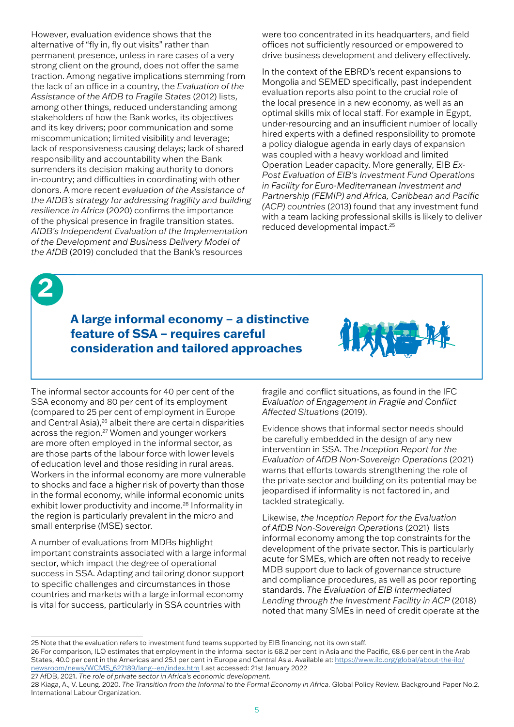However, evaluation evidence shows that the alternative of "fly in, fly out visits" rather than permanent presence, unless in rare cases of a very strong client on the ground, does not offer the same traction. Among negative implications stemming from the lack of an office in a country, the *Evaluation of the Assistance of the AfDB to Fragile States* (2012) lists, among other things, reduced understanding among stakeholders of how the Bank works, its objectives and its key drivers; poor communication and some miscommunication; limited visibility and leverage; lack of responsiveness causing delays; lack of shared responsibility and accountability when the Bank surrenders its decision making authority to donors in-country; and difficulties in coordinating with other donors. A more recent *evaluation of the Assistance of the AfDB's strategy for addressing fragility and building resilience in Africa* (2020) confirms the importance of the physical presence in fragile transition states. *AfDB's Independent Evaluation of the Implementation of the Development and Business Delivery Model of the AfDB* (2019) concluded that the Bank's resources were too concentrated in its headquarters, and field offices not sufficiently resourced or empowered to drive business development and delivery effectively.

In the context of the EBRD's recent expansions to Mongolia and SEMED specifically, past independent evaluation reports also point to the crucial role of the local presence in a new economy, as well as an optimal skills mix of local staff. For example in Egypt, under-resourcing and an insufficient number of locally hired experts with a defined responsibility to promote a policy dialogue agenda in early days of expansion was coupled with a heavy workload and limited Operation Leader capacity. More generally, EIB *Ex-Post Evaluation of EIB's Investment Fund Operations in Facility for Euro-Mediterranean Investment and Partnership (FEMIP) and Africa, Caribbean and Pacific (ACP) countries* (2013) found that any investment fund with a team lacking professional skills is likely to deliver reduced developmental impact.[25]

## 2 A large informal economy – a distinctive feature of SSA – requires careful consideration and tailored approaches

The informal sector accounts for 40 per cent of the SSA economy and 80 per cent of its employment (compared to 25 per cent of employment in Europe and Central Asia),[26] albeit there are certain disparities across the region.[27] Women and younger workers are more often employed in the informal sector, as are those parts of the labour force with lower levels of education level and those residing in rural areas. Workers in the informal economy are more vulnerable to shocks and face a higher risk of poverty than those in the formal economy, while informal economic units exhibit lower productivity and income.[28] Informality in the region is particularly prevalent in the micro and small enterprise (MSE) sector.

A number of evaluations from MDBs highlight important constraints associated with a large informal sector, which impact the degree of operational success in SSA. Adapting and tailoring donor support to specific challenges and circumstances in those countries and markets with a large informal economy is vital for success, particularly in SSA countries with fragile and conflict situations, as found in the IFC *Evaluation of Engagement in Fragile and Conflict Affected Situations* (2019).

Evidence shows that informal sector needs should be carefully embedded in the design of any new intervention in SSA. The *Inception Report for the Evaluation of AfDB Non-Sovereign Operations* (2021) warns that efforts towards strengthening the role of the private sector and building on its potential may be jeopardised if informality is not factored in, and tackled strategically.

Likewise, *the Inception Report for the Evaluation of AfDB Non-Sovereign Operations* (2021) lists informal economy among the top constraints for the development of the private sector. This is particularly acute for SMEs, which are often not ready to receive MDB support due to lack of governance structure and compliance procedures, as well as poor reporting standards. *The Evaluation of EIB Intermediated Lending through the Investment Facility in ACP* (2018) noted that many SMEs in need of credit operate at the

---

25 Note that the evaluation refers to investment fund teams supported by EIB financing, not its own staff.

26 For comparison, ILO estimates that employment in the informal sector is 68.2 per cent in Asia and the Pacific, 68.6 per cent in the Arab States, 40.0 per cent in the Americas and 25.1 per cent in Europe and Central Asia. Available at: https://www.ilo.org/global/about-the-ilo/newsroom/news/WCMS_627189/lang--en/index.htm Last accessed: 21st January 2022

27 AfDB, 2021. *The role of private sector in Africa's economic development.*

28 Kiaga, A., V. Leung. 2020. *The Transition from the Informal to the Formal Economy in Africa.* Global Policy Review. Background Paper No.2. International Labour Organization.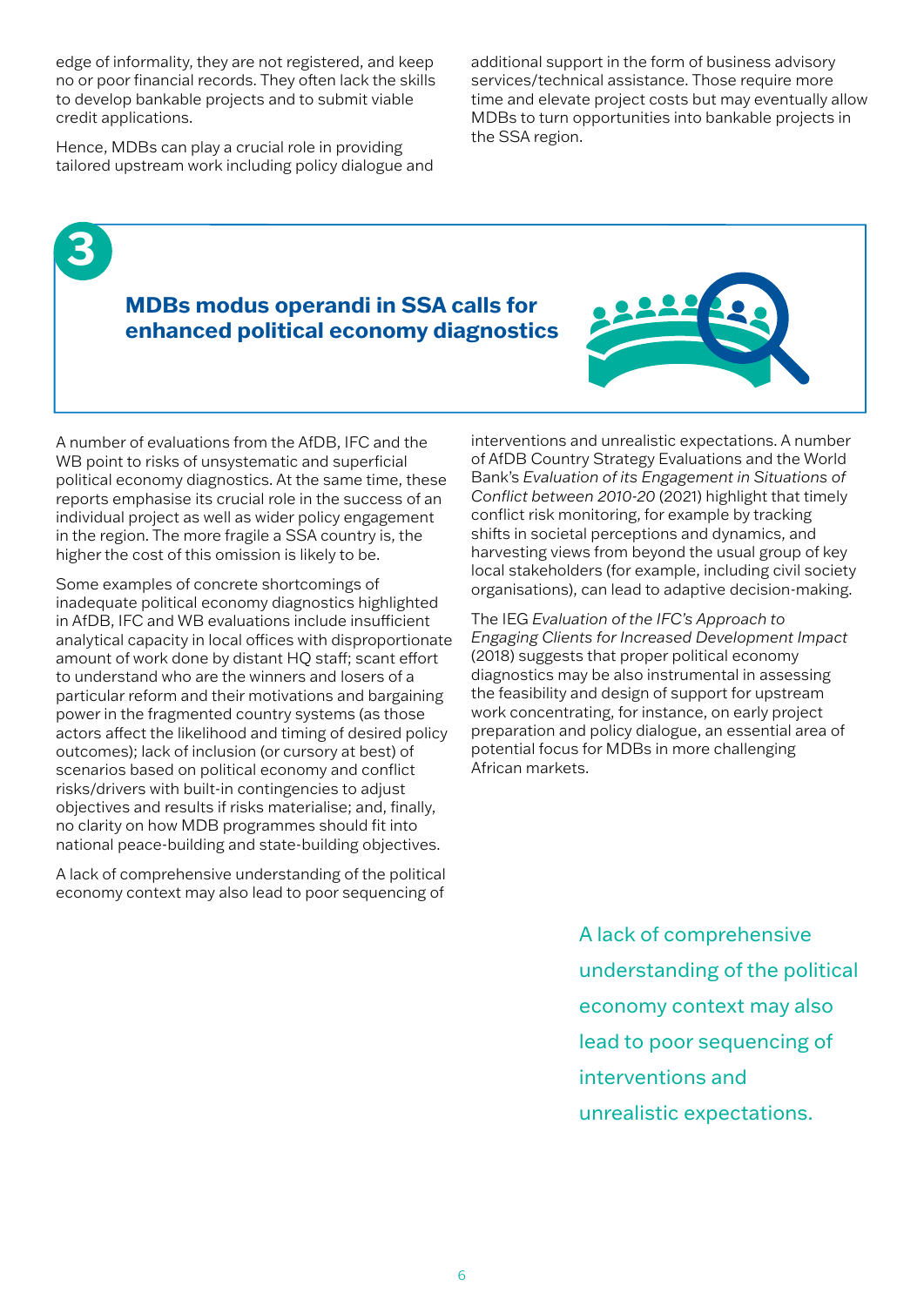edge of informality, they are not registered, and keep no or poor financial records. They often lack the skills to develop bankable projects and to submit viable credit applications.

Hence, MDBs can play a crucial role in providing tailored upstream work including policy dialogue and additional support in the form of business advisory services/technical assistance. Those require more time and elevate project costs but may eventually allow MDBs to turn opportunities into bankable projects in the SSA region.

## 3 MDBs modus operandi in SSA calls for enhanced political economy diagnostics

A number of evaluations from the AfDB, IFC and the WB point to risks of unsystematic and superficial political economy diagnostics. At the same time, these reports emphasise its crucial role in the success of an individual project as well as wider policy engagement in the region. The more fragile a SSA country is, the higher the cost of this omission is likely to be.

Some examples of concrete shortcomings of inadequate political economy diagnostics highlighted in AfDB, IFC and WB evaluations include insufficient analytical capacity in local offices with disproportionate amount of work done by distant HQ staff; scant effort to understand who are the winners and losers of a particular reform and their motivations and bargaining power in the fragmented country systems (as those actors affect the likelihood and timing of desired policy outcomes); lack of inclusion (or cursory at best) of scenarios based on political economy and conflict risks/drivers with built-in contingencies to adjust objectives and results if risks materialise; and, finally, no clarity on how MDB programmes should fit into national peace-building and state-building objectives.

A lack of comprehensive understanding of the political economy context may also lead to poor sequencing of interventions and unrealistic expectations. A number of AfDB Country Strategy Evaluations and the World Bank's *Evaluation of its Engagement in Situations of Conflict between 2010-20* (2021) highlight that timely conflict risk monitoring, for example by tracking shifts in societal perceptions and dynamics, and harvesting views from beyond the usual group of key local stakeholders (for example, including civil society organisations), can lead to adaptive decision-making.

The IEG *Evaluation of the IFC's Approach to Engaging Clients for Increased Development Impact* (2018) suggests that proper political economy diagnostics may be also instrumental in assessing the feasibility and design of support for upstream work concentrating, for instance, on early project preparation and policy dialogue, an essential area of potential focus for MDBs in more challenging African markets.

> A lack of comprehensive understanding of the political economy context may also lead to poor sequencing of interventions and unrealistic expectations.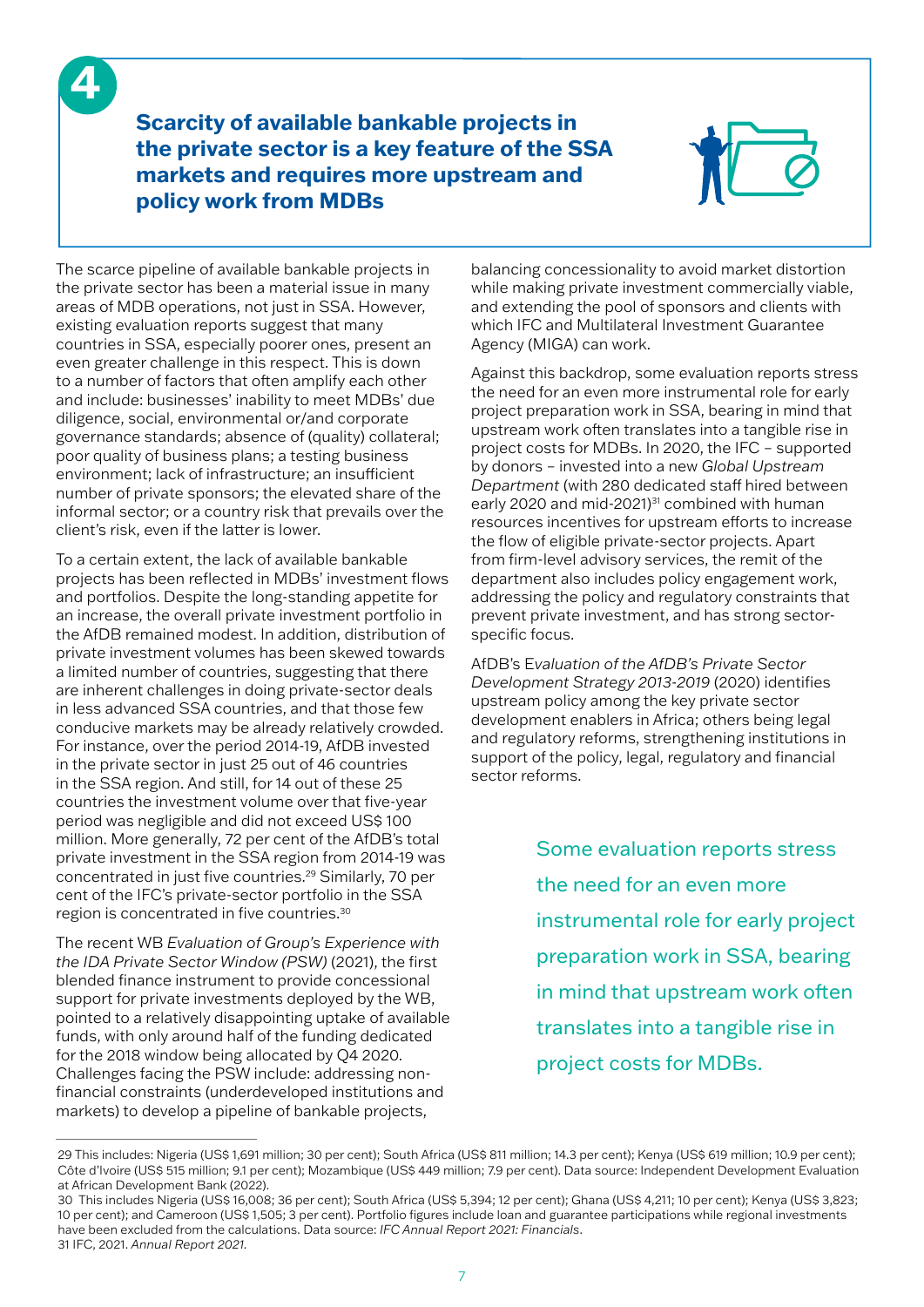## 4

## Scarcity of available bankable projects in the private sector is a key feature of the SSA markets and requires more upstream and policy work from MDBs

The scarce pipeline of available bankable projects in the private sector has been a material issue in many areas of MDB operations, not just in SSA. However, existing evaluation reports suggest that many countries in SSA, especially poorer ones, present an even greater challenge in this respect. This is down to a number of factors that often amplify each other and include: businesses' inability to meet MDBs' due diligence, social, environmental or/and corporate governance standards; absence of (quality) collateral; poor quality of business plans; a testing business environment; lack of infrastructure; an insufficient number of private sponsors; the elevated share of the informal sector; or a country risk that prevails over the client's risk, even if the latter is lower.

To a certain extent, the lack of available bankable projects has been reflected in MDBs' investment flows and portfolios. Despite the long-standing appetite for an increase, the overall private investment portfolio in the AfDB remained modest. In addition, distribution of private investment volumes has been skewed towards a limited number of countries, suggesting that there are inherent challenges in doing private-sector deals in less advanced SSA countries, and that those few conducive markets may be already relatively crowded. For instance, over the period 2014-19, AfDB invested in the private sector in just 25 out of 46 countries in the SSA region. And still, for 14 out of these 25 countries the investment volume over that five-year period was negligible and did not exceed US$ 100 million. More generally, 72 per cent of the AfDB's total private investment in the SSA region from 2014-19 was concentrated in just five countries.[29] Similarly, 70 per cent of the IFC's private-sector portfolio in the SSA region is concentrated in five countries.[30]

The recent WB *Evaluation of Group's Experience with the IDA Private Sector Window (PSW)* (2021), the first blended finance instrument to provide concessional support for private investments deployed by the WB, pointed to a relatively disappointing uptake of available funds, with only around half of the funding dedicated for the 2018 window being allocated by Q4 2020. Challenges facing the PSW include: addressing non-financial constraints (underdeveloped institutions and markets) to develop a pipeline of bankable projects, balancing concessionality to avoid market distortion while making private investment commercially viable, and extending the pool of sponsors and clients with which IFC and Multilateral Investment Guarantee Agency (MIGA) can work.

Against this backdrop, some evaluation reports stress the need for an even more instrumental role for early project preparation work in SSA, bearing in mind that upstream work often translates into a tangible rise in project costs for MDBs. In 2020, the IFC – supported by donors – invested into a new *Global Upstream Department* (with 280 dedicated staff hired between early 2020 and mid-2021)[31] combined with human resources incentives for upstream efforts to increase the flow of eligible private-sector projects. Apart from firm-level advisory services, the remit of the department also includes policy engagement work, addressing the policy and regulatory constraints that prevent private investment, and has strong sector-specific focus.

AfDB's E*valuation of the AfDB's Private Sector Development Strategy 2013-2019* (2020) identifies upstream policy among the key private sector development enablers in Africa; others being legal and regulatory reforms, strengthening institutions in support of the policy, legal, regulatory and financial sector reforms.

> Some evaluation reports stress the need for an even more instrumental role for early project preparation work in SSA, bearing in mind that upstream work often translates into a tangible rise in project costs for MDBs.

---

29 This includes: Nigeria (US$ 1,691 million; 30 per cent); South Africa (US$ 811 million; 14.3 per cent); Kenya (US$ 619 million; 10.9 per cent); Côte d'Ivoire (US$ 515 million; 9.1 per cent); Mozambique (US$ 449 million; 7.9 per cent). Data source: Independent Development Evaluation at African Development Bank (2022).

30 This includes Nigeria (US$ 16,008; 36 per cent); South Africa (US$ 5,394; 12 per cent); Ghana (US$ 4,211; 10 per cent); Kenya (US$ 3,823; 10 per cent); and Cameroon (US$ 1,505; 3 per cent). Portfolio figures include loan and guarantee participations while regional investments have been excluded from the calculations. Data source: *IFC Annual Report 2021: Financials*.

31 IFC, 2021. *Annual Report 2021.*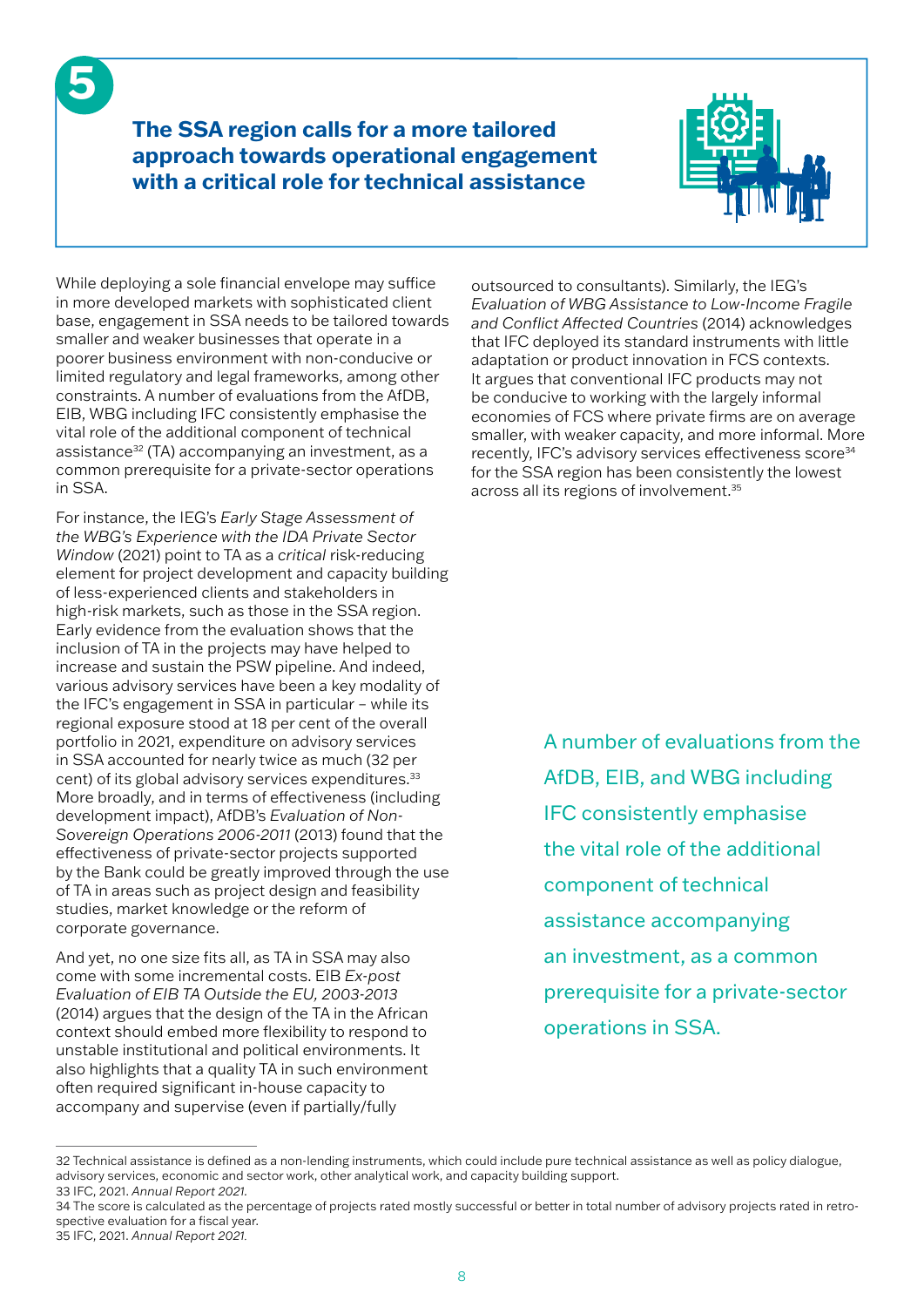## 5 The SSA region calls for a more tailored approach towards operational engagement with a critical role for technical assistance

While deploying a sole financial envelope may suffice in more developed markets with sophisticated client base, engagement in SSA needs to be tailored towards smaller and weaker businesses that operate in a poorer business environment with non-conducive or limited regulatory and legal frameworks, among other constraints. A number of evaluations from the AfDB, EIB, WBG including IFC consistently emphasise the vital role of the additional component of technical assistance[32] (TA) accompanying an investment, as a common prerequisite for a private-sector operations in SSA.

For instance, the IEG's *Early Stage Assessment of the WBG's Experience with the IDA Private Sector Window* (2021) point to TA as a *critical* risk-reducing element for project development and capacity building of less-experienced clients and stakeholders in high-risk markets, such as those in the SSA region. Early evidence from the evaluation shows that the inclusion of TA in the projects may have helped to increase and sustain the PSW pipeline. And indeed, various advisory services have been a key modality of the IFC's engagement in SSA in particular – while its regional exposure stood at 18 per cent of the overall portfolio in 2021, expenditure on advisory services in SSA accounted for nearly twice as much (32 per cent) of its global advisory services expenditures.[33] More broadly, and in terms of effectiveness (including development impact), AfDB's *Evaluation of Non-Sovereign Operations 2006-2011* (2013) found that the effectiveness of private-sector projects supported by the Bank could be greatly improved through the use of TA in areas such as project design and feasibility studies, market knowledge or the reform of corporate governance.

And yet, no one size fits all, as TA in SSA may also come with some incremental costs. EIB *Ex-post Evaluation of EIB TA Outside the EU, 2003-2013* (2014) argues that the design of the TA in the African context should embed more flexibility to respond to unstable institutional and political environments. It also highlights that a quality TA in such environment often required significant in-house capacity to accompany and supervise (even if partially/fully outsourced to consultants). Similarly, the IEG's *Evaluation of WBG Assistance to Low-Income Fragile and Conflict Affected Countries* (2014) acknowledges that IFC deployed its standard instruments with little adaptation or product innovation in FCS contexts. It argues that conventional IFC products may not be conducive to working with the largely informal economies of FCS where private firms are on average smaller, with weaker capacity, and more informal. More recently, IFC's advisory services effectiveness score[34] for the SSA region has been consistently the lowest across all its regions of involvement.[35]

A number of evaluations from the AfDB, EIB, and WBG including IFC consistently emphasise the vital role of the additional component of technical assistance accompanying an investment, as a common prerequisite for a private-sector operations in SSA.

---

32 Technical assistance is defined as a non-lending instruments, which could include pure technical assistance as well as policy dialogue, advisory services, economic and sector work, other analytical work, and capacity building support.

33 IFC, 2021. *Annual Report 2021.*

34 The score is calculated as the percentage of projects rated mostly successful or better in total number of advisory projects rated in retro-spective evaluation for a fiscal year.

35 IFC, 2021. *Annual Report 2021.*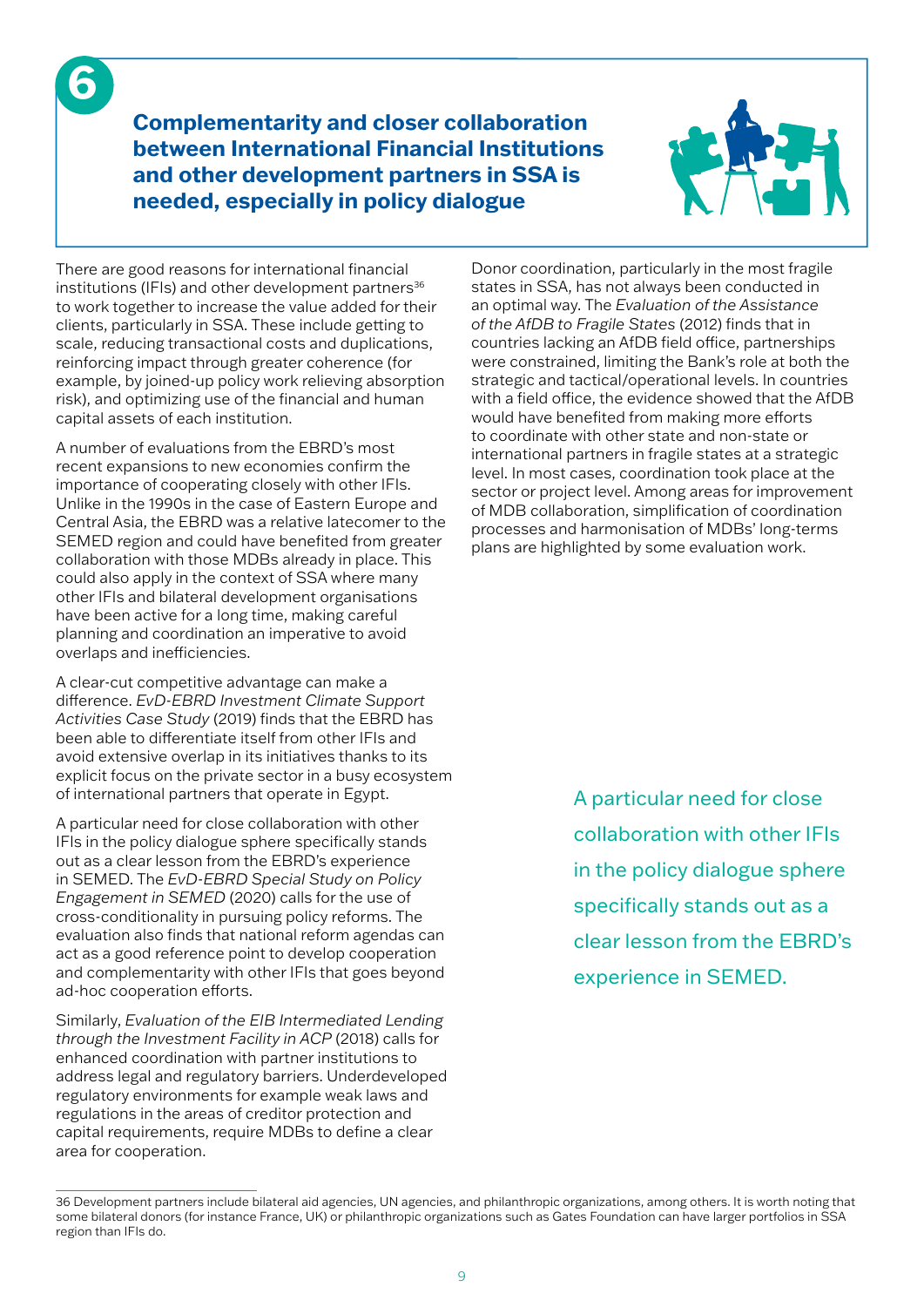# 6

## Complementarity and closer collaboration between International Financial Institutions and other development partners in SSA is needed, especially in policy dialogue

There are good reasons for international financial institutions (IFIs) and other development partners[36] to work together to increase the value added for their clients, particularly in SSA. These include getting to scale, reducing transactional costs and duplications, reinforcing impact through greater coherence (for example, by joined-up policy work relieving absorption risk), and optimizing use of the financial and human capital assets of each institution.

A number of evaluations from the EBRD's most recent expansions to new economies confirm the importance of cooperating closely with other IFIs. Unlike in the 1990s in the case of Eastern Europe and Central Asia, the EBRD was a relative latecomer to the SEMED region and could have benefited from greater collaboration with those MDBs already in place. This could also apply in the context of SSA where many other IFIs and bilateral development organisations have been active for a long time, making careful planning and coordination an imperative to avoid overlaps and inefficiencies.

A clear-cut competitive advantage can make a difference. *EvD-EBRD Investment Climate Support Activities Case Study* (2019) finds that the EBRD has been able to differentiate itself from other IFIs and avoid extensive overlap in its initiatives thanks to its explicit focus on the private sector in a busy ecosystem of international partners that operate in Egypt.

A particular need for close collaboration with other IFIs in the policy dialogue sphere specifically stands out as a clear lesson from the EBRD's experience in SEMED. The *EvD-EBRD Special Study on Policy Engagement in SEMED* (2020) calls for the use of cross-conditionality in pursuing policy reforms. The evaluation also finds that national reform agendas can act as a good reference point to develop cooperation and complementarity with other IFIs that goes beyond ad-hoc cooperation efforts.

Similarly, *Evaluation of the EIB Intermediated Lending through the Investment Facility in ACP* (2018) calls for enhanced coordination with partner institutions to address legal and regulatory barriers. Underdeveloped regulatory environments for example weak laws and regulations in the areas of creditor protection and capital requirements, require MDBs to define a clear area for cooperation.

Donor coordination, particularly in the most fragile states in SSA, has not always been conducted in an optimal way. The *Evaluation of the Assistance of the AfDB to Fragile States* (2012) finds that in countries lacking an AfDB field office, partnerships were constrained, limiting the Bank's role at both the strategic and tactical/operational levels. In countries with a field office, the evidence showed that the AfDB would have benefited from making more efforts to coordinate with other state and non-state or international partners in fragile states at a strategic level. In most cases, coordination took place at the sector or project level. Among areas for improvement of MDB collaboration, simplification of coordination processes and harmonisation of MDBs' long-terms plans are highlighted by some evaluation work.

A particular need for close collaboration with other IFIs in the policy dialogue sphere specifically stands out as a clear lesson from the EBRD's experience in SEMED.

36 Development partners include bilateral aid agencies, UN agencies, and philanthropic organizations, among others. It is worth noting that some bilateral donors (for instance France, UK) or philanthropic organizations such as Gates Foundation can have larger portfolios in SSA region than IFIs do.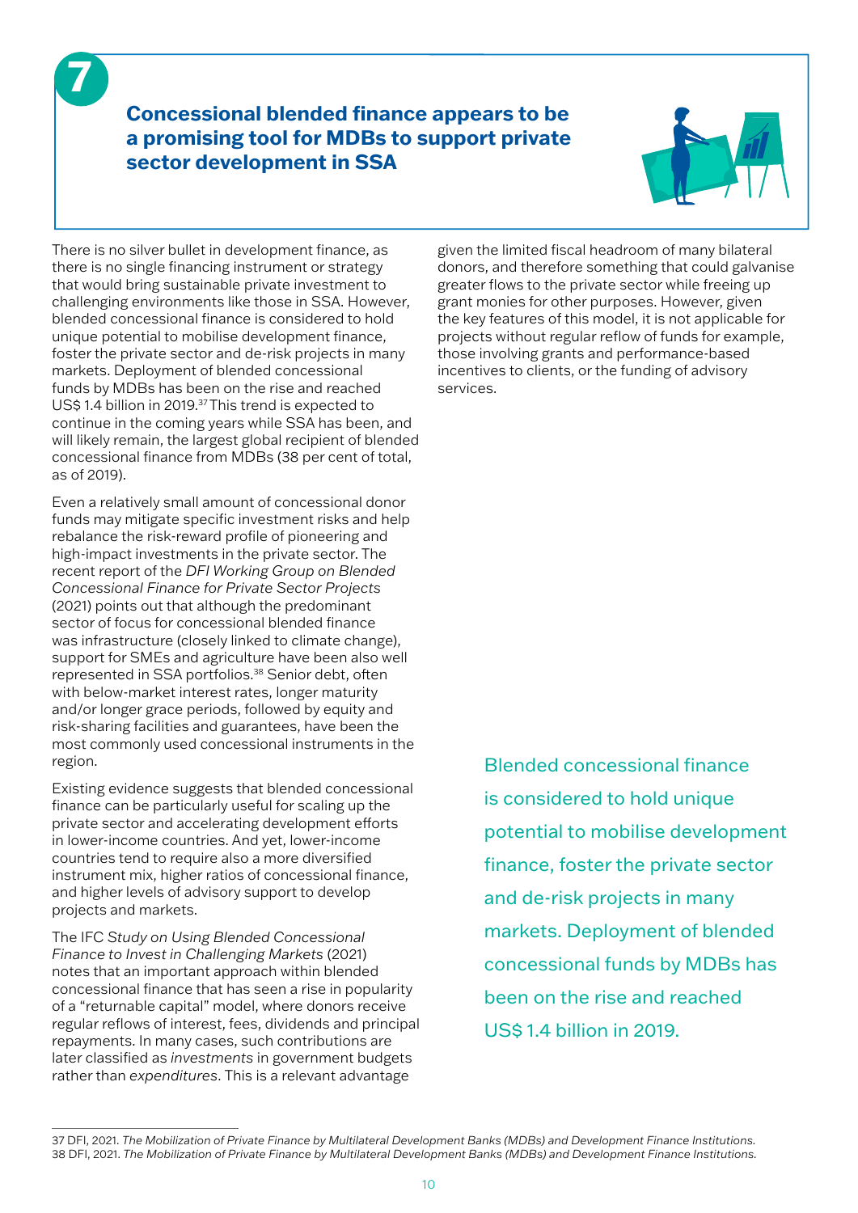# 7 Concessional blended finance appears to be a promising tool for MDBs to support private sector development in SSA

There is no silver bullet in development finance, as there is no single financing instrument or strategy that would bring sustainable private investment to challenging environments like those in SSA. However, blended concessional finance is considered to hold unique potential to mobilise development finance, foster the private sector and de-risk projects in many markets. Deployment of blended concessional funds by MDBs has been on the rise and reached US$ 1.4 billion in 2019.[37] This trend is expected to continue in the coming years while SSA has been, and will likely remain, the largest global recipient of blended concessional finance from MDBs (38 per cent of total, as of 2019).

Even a relatively small amount of concessional donor funds may mitigate specific investment risks and help rebalance the risk-reward profile of pioneering and high-impact investments in the private sector. The recent report of the *DFI Working Group on Blended Concessional Finance for Private Sector Projects* (2021) points out that although the predominant sector of focus for concessional blended finance was infrastructure (closely linked to climate change), support for SMEs and agriculture have been also well represented in SSA portfolios.[38] Senior debt, often with below-market interest rates, longer maturity and/or longer grace periods, followed by equity and risk-sharing facilities and guarantees, have been the most commonly used concessional instruments in the region.

Existing evidence suggests that blended concessional finance can be particularly useful for scaling up the private sector and accelerating development efforts in lower-income countries. And yet, lower-income countries tend to require also a more diversified instrument mix, higher ratios of concessional finance, and higher levels of advisory support to develop projects and markets.

The IFC *Study on Using Blended Concessional Finance to Invest in Challenging Markets* (2021) notes that an important approach within blended concessional finance that has seen a rise in popularity of a "returnable capital" model, where donors receive regular reflows of interest, fees, dividends and principal repayments. In many cases, such contributions are later classified as *investments* in government budgets rather than *expenditures*. This is a relevant advantage given the limited fiscal headroom of many bilateral donors, and therefore something that could galvanise greater flows to the private sector while freeing up grant monies for other purposes. However, given the key features of this model, it is not applicable for projects without regular reflow of funds for example, those involving grants and performance-based incentives to clients, or the funding of advisory services.

Blended concessional finance is considered to hold unique potential to mobilise development finance, foster the private sector and de-risk projects in many markets. Deployment of blended concessional funds by MDBs has been on the rise and reached US$ 1.4 billion in 2019.

---

37 DFI, 2021. *The Mobilization of Private Finance by Multilateral Development Banks (MDBs) and Development Finance Institutions.*
38 DFI, 2021. *The Mobilization of Private Finance by Multilateral Development Banks (MDBs) and Development Finance Institutions.*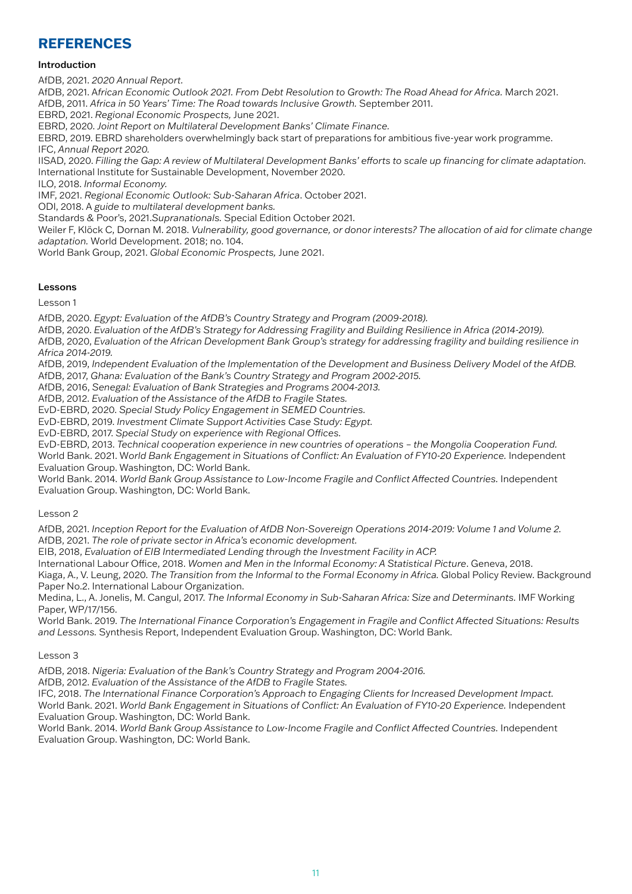# REFERENCES

**Introduction**

AfDB, 2021. *2020 Annual Report.*

AfDB, 2021. A*frican Economic Outlook 2021. From Debt Resolution to Growth: The Road Ahead for Africa.* March 2021.

AfDB, 2011. *Africa in 50 Years' Time: The Road towards Inclusive Growth.* September 2011.

EBRD, 2021. *Regional Economic Prospects,* June 2021.

EBRD, 2020. *Joint Report on Multilateral Development Banks' Climate Finance.*

EBRD, 2019. EBRD shareholders overwhelmingly back start of preparations for ambitious five-year work programme.

IFC, *Annual Report 2020.*

IISAD, 2020. *Filling the Gap: A review of Multilateral Development Banks' efforts to scale up financing for climate adaptation.* International Institute for Sustainable Development, November 2020.

ILO, 2018. *Informal Economy.*

IMF, 2021. *Regional Economic Outlook: Sub-Saharan Africa*. October 2021.

ODI, 2018. A *guide to multilateral development banks.*

Standards & Poor's, 2021.*Supranationals.* Special Edition October 2021.

Weiler F, Klöck C, Dornan M. 2018. *Vulnerability, good governance, or donor interests? The allocation of aid for climate change adaptation.* World Development. 2018; no. 104.

World Bank Group, 2021. *Global Economic Prospects,* June 2021.

**Lessons**

Lesson 1

AfDB, 2020. *Egypt: Evaluation of the AfDB's Country Strategy and Program (2009-2018).*

AfDB, 2020. *Evaluation of the AfDB's Strategy for Addressing Fragility and Building Resilience in Africa (2014-2019).*

AfDB, 2020, *Evaluation of the African Development Bank Group's strategy for addressing fragility and building resilience in Africa 2014-2019.*

AfDB, 2019, *Independent Evaluation of the Implementation of the Development and Business Delivery Model of the AfDB.*

AfDB, 2017, *Ghana: Evaluation of the Bank's Country Strategy and Program 2002-2015.*

AfDB, 2016, *Senegal: Evaluation of Bank Strategies and Programs 2004-2013.*

AfDB, 2012. *Evaluation of the Assistance of the AfDB to Fragile States.*

EvD-EBRD, 2020. *Special Study Policy Engagement in SEMED Countries.*

EvD-EBRD, 2019. *Investment Climate Support Activities Case Study: Egypt.*

EvD-EBRD, 2017. *Special Study on experience with Regional Offices.*

EvD-EBRD, 2013. *Technical cooperation experience in new countries of operations – the Mongolia Cooperation Fund.*

World Bank. 2021. W*orld Bank Engagement in Situations of Conflict: An Evaluation of FY10-20 Experience.* Independent Evaluation Group. Washington, DC: World Bank.

World Bank. 2014. *World Bank Group Assistance to Low-Income Fragile and Conflict Affected Countries.* Independent Evaluation Group. Washington, DC: World Bank.

Lesson 2

AfDB, 2021. *Inception Report for the Evaluation of AfDB Non-Sovereign Operations 2014-2019: Volume 1 and Volume 2.*

AfDB, 2021. *The role of private sector in Africa's economic development.*

EIB, 2018, *Evaluation of EIB Intermediated Lending through the Investment Facility in ACP.*

International Labour Office, 2018. *Women and Men in the Informal Economy: A Statistical Picture*. Geneva, 2018.

Kiaga, A., V. Leung, 2020. *The Transition from the Informal to the Formal Economy in Africa.* Global Policy Review. Background Paper No.2. International Labour Organization.

Medina, L., A. Jonelis, M. Cangul, 2017. *The Informal Economy in Sub-Saharan Africa: Size and Determinants.* IMF Working Paper, WP/17/156.

World Bank. 2019. *The International Finance Corporation's Engagement in Fragile and Conflict Affected Situations: Results and Lessons.* Synthesis Report, Independent Evaluation Group. Washington, DC: World Bank.

Lesson 3

AfDB, 2018. *Nigeria: Evaluation of the Bank's Country Strategy and Program 2004-2016.*

AfDB, 2012. *Evaluation of the Assistance of the AfDB to Fragile States.*

IFC, 2018. *The International Finance Corporation's Approach to Engaging Clients for Increased Development Impact.*

World Bank. 2021. *World Bank Engagement in Situations of Conflict: An Evaluation of FY10-20 Experience.* Independent Evaluation Group. Washington, DC: World Bank.

World Bank. 2014. *World Bank Group Assistance to Low-Income Fragile and Conflict Affected Countries.* Independent Evaluation Group. Washington, DC: World Bank.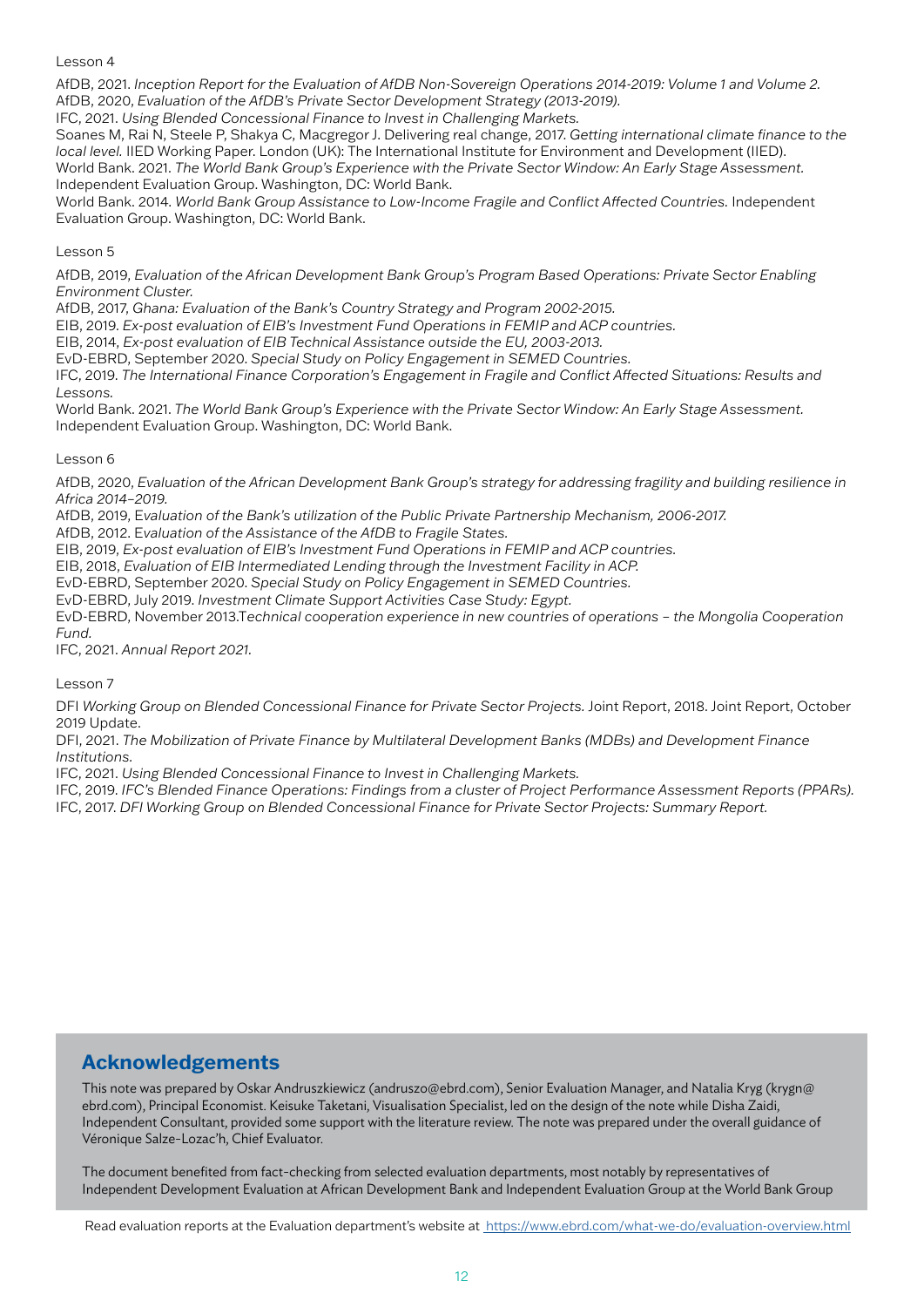Lesson 4

AfDB, 2021. *Inception Report for the Evaluation of AfDB Non-Sovereign Operations 2014-2019: Volume 1 and Volume 2.*
AfDB, 2020, *Evaluation of the AfDB's Private Sector Development Strategy (2013-2019).*
IFC, 2021. *Using Blended Concessional Finance to Invest in Challenging Markets.*
Soanes M, Rai N, Steele P, Shakya C, Macgregor J. Delivering real change, 2017. *Getting international climate finance to the local level.* IIED Working Paper. London (UK): The International Institute for Environment and Development (IIED).
World Bank. 2021. *The World Bank Group's Experience with the Private Sector Window: An Early Stage Assessment.* Independent Evaluation Group. Washington, DC: World Bank.
World Bank. 2014. *World Bank Group Assistance to Low-Income Fragile and Conflict Affected Countries.* Independent Evaluation Group. Washington, DC: World Bank.

Lesson 5

AfDB, 2019, *Evaluation of the African Development Bank Group's Program Based Operations: Private Sector Enabling Environment Cluster.*
AfDB, 2017, *Ghana: Evaluation of the Bank's Country Strategy and Program 2002-2015.*
EIB, 2019. *Ex-post evaluation of EIB's Investment Fund Operations in FEMIP and ACP countries.*
EIB, 2014, *Ex-post evaluation of EIB Technical Assistance outside the EU, 2003-2013.*
EvD-EBRD, September 2020. *Special Study on Policy Engagement in SEMED Countries.*
IFC, 2019. *The International Finance Corporation's Engagement in Fragile and Conflict Affected Situations: Results and Lessons.*
World Bank. 2021. *The World Bank Group's Experience with the Private Sector Window: An Early Stage Assessment.* Independent Evaluation Group. Washington, DC: World Bank.

Lesson 6

AfDB, 2020, *Evaluation of the African Development Bank Group's strategy for addressing fragility and building resilience in Africa 2014–2019.*
AfDB, 2019, E*valuation of the Bank's utilization of the Public Private Partnership Mechanism, 2006-2017.*
AfDB, 2012. E*valuation of the Assistance of the AfDB to Fragile States.*
EIB, 2019, *Ex-post evaluation of EIB's Investment Fund Operations in FEMIP and ACP countries.*
EIB, 2018, *Evaluation of EIB Intermediated Lending through the Investment Facility in ACP.*
EvD-EBRD, September 2020. *Special Study on Policy Engagement in SEMED Countries.*
EvD-EBRD, July 2019. *Investment Climate Support Activities Case Study: Egypt.*
EvD-EBRD, November 2013.T*echnical cooperation experience in new countries of operations – the Mongolia Cooperation Fund.*
IFC, 2021. *Annual Report 2021.*

Lesson 7

DFI *Working Group on Blended Concessional Finance for Private Sector Projects.* Joint Report, 2018. Joint Report, October 2019 Update.
DFI, 2021. *The Mobilization of Private Finance by Multilateral Development Banks (MDBs) and Development Finance Institutions.*
IFC, 2021. *Using Blended Concessional Finance to Invest in Challenging Markets.*
IFC, 2019. *IFC's Blended Finance Operations: Findings from a cluster of Project Performance Assessment Reports (PPARs).*
IFC, 2017. *DFI Working Group on Blended Concessional Finance for Private Sector Projects: Summary Report.*

## Acknowledgements

This note was prepared by Oskar Andruszkiewicz (andruszo@ebrd.com), Senior Evaluation Manager, and Natalia Kryg (krygn@ebrd.com), Principal Economist. Keisuke Taketani, Visualisation Specialist, led on the design of the note while Disha Zaidi, Independent Consultant, provided some support with the literature review. The note was prepared under the overall guidance of Véronique Salze-Lozac'h, Chief Evaluator.

The document benefited from fact-checking from selected evaluation departments, most notably by representatives of Independent Development Evaluation at African Development Bank and Independent Evaluation Group at the World Bank Group

Read evaluation reports at the Evaluation department's website at https://www.ebrd.com/what-we-do/evaluation-overview.html